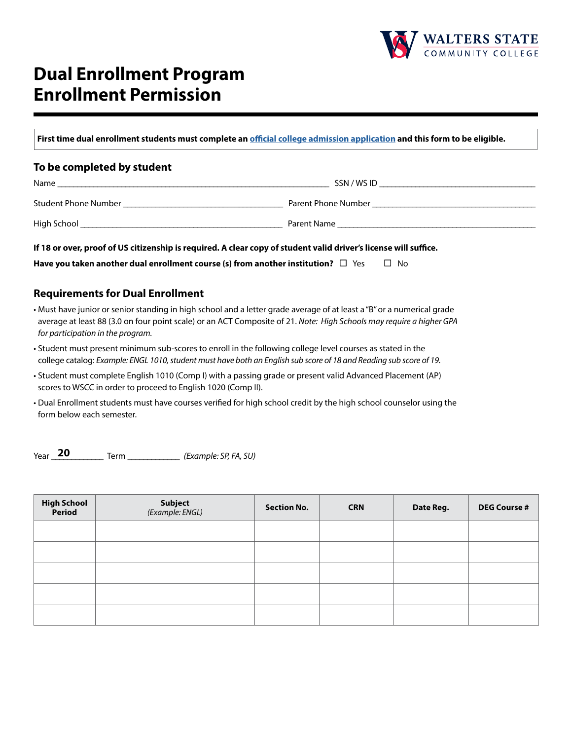WALTERS STATE COMMUNITY COLLEGE

# Dual Enrollment Program Enrollment Permission

**First time dual enrollment students must complete an official college admission application and this form to be eligible.**

## To be completed by student

Name ______________________________ SSN / WS ID ______________________________

Student Phone Number ______________________________ Parent Phone Number ______________________________

High School ______________________________ Parent Name ______________________________

**If 18 or over, proof of US citizenship is required. A clear copy of student valid driver's license will suffice.**

**Have you taken another dual enrollment course (s) from another institution?** ☐ Yes ☐ No

## Requirements for Dual Enrollment

- Must have junior or senior standing in high school and a letter grade average of at least a "B" or a numerical grade average at least 88 (3.0 on four point scale) or an ACT Composite of 21. *Note: High Schools may require a higher GPA for participation in the program.*
- Student must present minimum sub-scores to enroll in the following college level courses as stated in the college catalog: *Example: ENGL 1010, student must have both an English sub score of 18 and Reading sub score of 19.*
- Student must complete English 1010 (Comp I) with a passing grade or present valid Advanced Placement (AP) scores to WSCC in order to proceed to English 1020 (Comp II).
- Dual Enrollment students must have courses verified for high school credit by the high school counselor using the form below each semester.

Year **20**__________ Term ____________ *(Example: SP, FA, SU)*

| High School Period | Subject *(Example: ENGL)* | Section No. | CRN | Date Reg. | DEG Course # |
|---|---|---|---|---|---|
| | | | | | |
| | | | | | |
| | | | | | |
| | | | | | |
| | | | | | |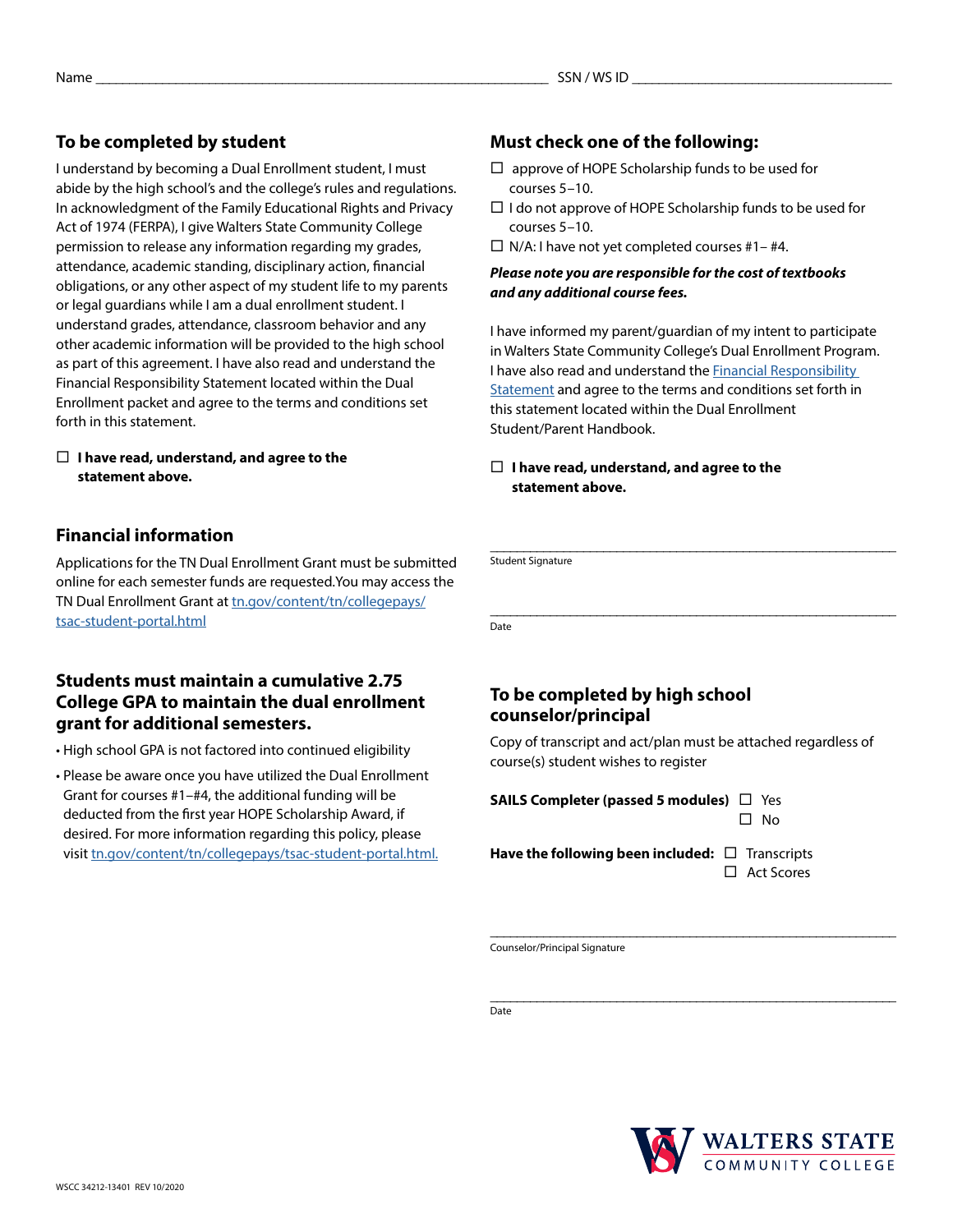Name ______________________________ SSN / WS ID ______________________________

## To be completed by student

I understand by becoming a Dual Enrollment student, I must abide by the high school's and the college's rules and regulations. In acknowledgment of the Family Educational Rights and Privacy Act of 1974 (FERPA), I give Walters State Community College permission to release any information regarding my grades, attendance, academic standing, disciplinary action, financial obligations, or any other aspect of my student life to my parents or legal guardians while I am a dual enrollment student. I understand grades, attendance, classroom behavior and any other academic information will be provided to the high school as part of this agreement. I have also read and understand the Financial Responsibility Statement located within the Dual Enrollment packet and agree to the terms and conditions set forth in this statement.

☐ **I have read, understand, and agree to the statement above.**

## Financial information

Applications for the TN Dual Enrollment Grant must be submitted online for each semester funds are requested.You may access the TN Dual Enrollment Grant at tn.gov/content/tn/collegepays/tsac-student-portal.html

## Students must maintain a cumulative 2.75 College GPA to maintain the dual enrollment grant for additional semesters.

- High school GPA is not factored into continued eligibility
- Please be aware once you have utilized the Dual Enrollment Grant for courses #1–#4, the additional funding will be deducted from the first year HOPE Scholarship Award, if desired. For more information regarding this policy, please visit tn.gov/content/tn/collegepays/tsac-student-portal.html.

## Must check one of the following:

☐ approve of HOPE Scholarship funds to be used for courses 5–10.

☐ I do not approve of HOPE Scholarship funds to be used for courses 5–10.

☐ N/A: I have not yet completed courses #1– #4.

***Please note you are responsible for the cost of textbooks and any additional course fees.***

I have informed my parent/guardian of my intent to participate in Walters State Community College's Dual Enrollment Program. I have also read and understand the Financial Responsibility Statement and agree to the terms and conditions set forth in this statement located within the Dual Enrollment Student/Parent Handbook.

☐ **I have read, understand, and agree to the statement above.**

______________________________
Student Signature

______________________________
Date

## To be completed by high school counselor/principal

Copy of transcript and act/plan must be attached regardless of course(s) student wishes to register

**SAILS Completer (passed 5 modules)** ☐ Yes ☐ No

**Have the following been included:** ☐ Transcripts ☐ Act Scores

______________________________
Counselor/Principal Signature

______________________________
Date

WALTERS STATE COMMUNITY COLLEGE

WSCC 34212-13401 REV 10/2020